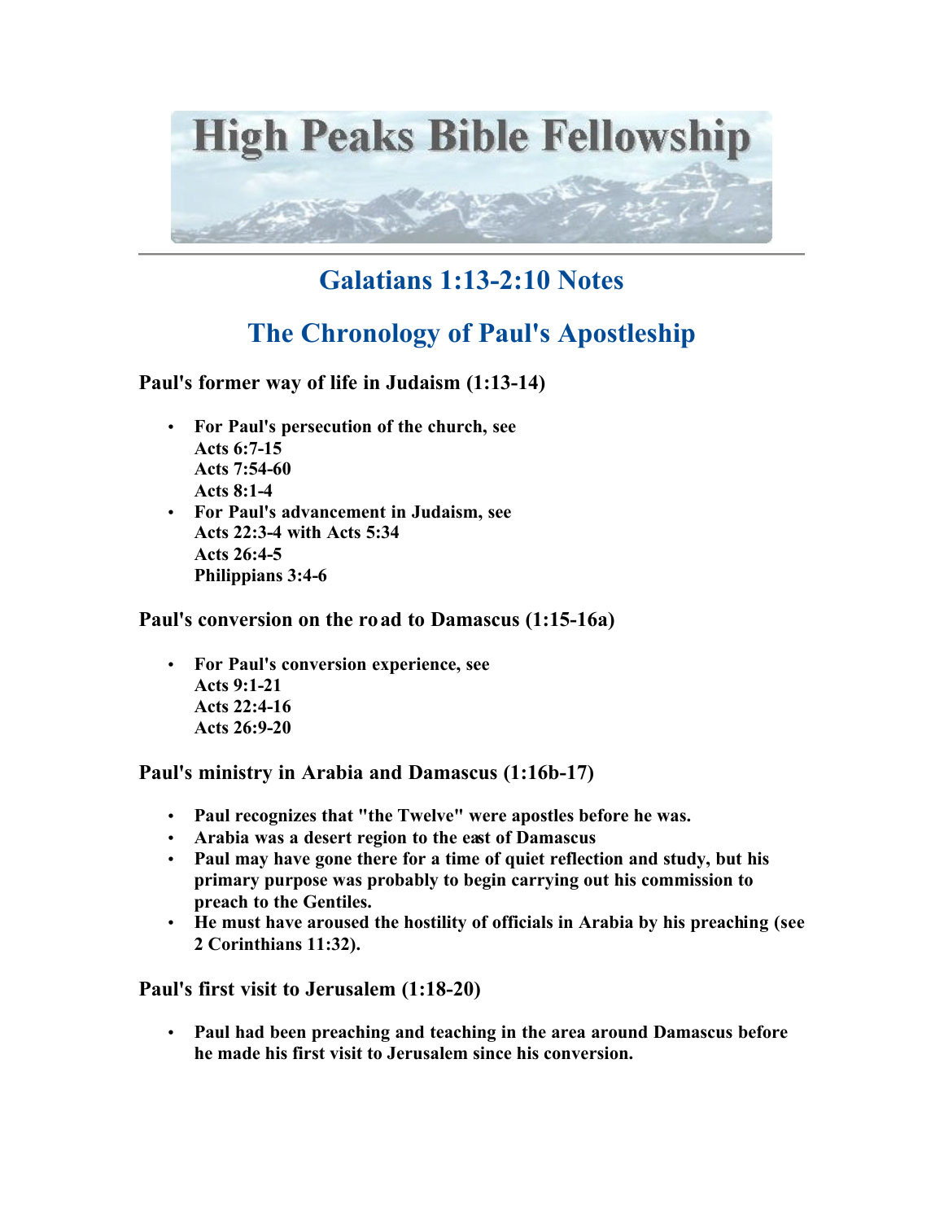# High Peaks Bible Fellowship

## Galatians 1:13-2:10 Notes

## The Chronology of Paul's Apostleship

### Paul's former way of life in Judaism (1:13-14)

- **For Paul's persecution of the church, see**
  **Acts 6:7-15**
  **Acts 7:54-60**
  **Acts 8:1-4**
- **For Paul's advancement in Judaism, see**
  **Acts 22:3-4 with Acts 5:34**
  **Acts 26:4-5**
  **Philippians 3:4-6**

### Paul's conversion on the road to Damascus (1:15-16a)

- **For Paul's conversion experience, see**
  **Acts 9:1-21**
  **Acts 22:4-16**
  **Acts 26:9-20**

### Paul's ministry in Arabia and Damascus (1:16b-17)

- **Paul recognizes that "the Twelve" were apostles before he was.**
- **Arabia was a desert region to the east of Damascus**
- **Paul may have gone there for a time of quiet reflection and study, but his primary purpose was probably to begin carrying out his commission to preach to the Gentiles.**
- **He must have aroused the hostility of officials in Arabia by his preaching (see 2 Corinthians 11:32).**

### Paul's first visit to Jerusalem (1:18-20)

- **Paul had been preaching and teaching in the area around Damascus before he made his first visit to Jerusalem since his conversion.**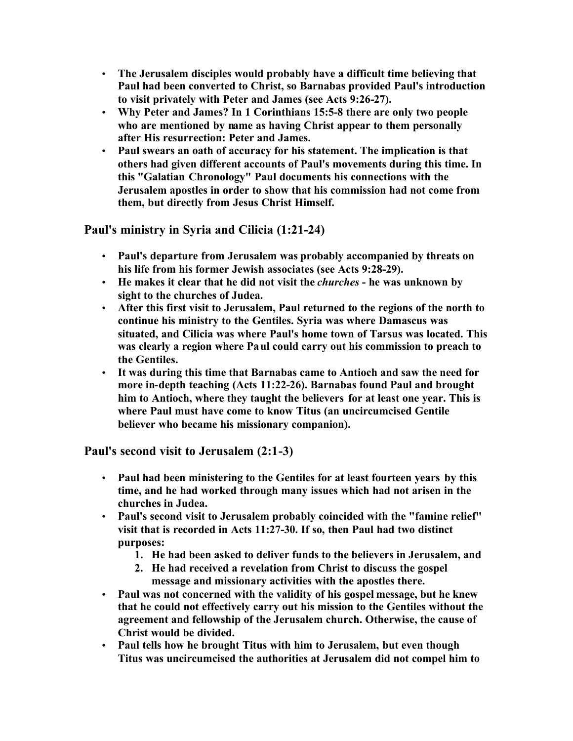- **The Jerusalem disciples would probably have a difficult time believing that Paul had been converted to Christ, so Barnabas provided Paul's introduction to visit privately with Peter and James (see Acts 9:26-27).**
- **Why Peter and James? In 1 Corinthians 15:5-8 there are only two people who are mentioned by name as having Christ appear to them personally after His resurrection: Peter and James.**
- **Paul swears an oath of accuracy for his statement. The implication is that others had given different accounts of Paul's movements during this time. In this "Galatian Chronology" Paul documents his connections with the Jerusalem apostles in order to show that his commission had not come from them, but directly from Jesus Christ Himself.**

## Paul's ministry in Syria and Cilicia (1:21-24)

- **Paul's departure from Jerusalem was probably accompanied by threats on his life from his former Jewish associates (see Acts 9:28-29).**
- **He makes it clear that he did not visit the *churches* - he was unknown by sight to the churches of Judea.**
- **After this first visit to Jerusalem, Paul returned to the regions of the north to continue his ministry to the Gentiles. Syria was where Damascus was situated, and Cilicia was where Paul's home town of Tarsus was located. This was clearly a region where Paul could carry out his commission to preach to the Gentiles.**
- **It was during this time that Barnabas came to Antioch and saw the need for more in-depth teaching (Acts 11:22-26). Barnabas found Paul and brought him to Antioch, where they taught the believers for at least one year. This is where Paul must have come to know Titus (an uncircumcised Gentile believer who became his missionary companion).**

## Paul's second visit to Jerusalem (2:1-3)

- **Paul had been ministering to the Gentiles for at least fourteen years by this time, and he had worked through many issues which had not arisen in the churches in Judea.**
- **Paul's second visit to Jerusalem probably coincided with the "famine relief" visit that is recorded in Acts 11:27-30. If so, then Paul had two distinct purposes:**
  1. **He had been asked to deliver funds to the believers in Jerusalem, and**
  2. **He had received a revelation from Christ to discuss the gospel message and missionary activities with the apostles there.**
- **Paul was not concerned with the validity of his gospel message, but he knew that he could not effectively carry out his mission to the Gentiles without the agreement and fellowship of the Jerusalem church. Otherwise, the cause of Christ would be divided.**
- **Paul tells how he brought Titus with him to Jerusalem, but even though Titus was uncircumcised the authorities at Jerusalem did not compel him to**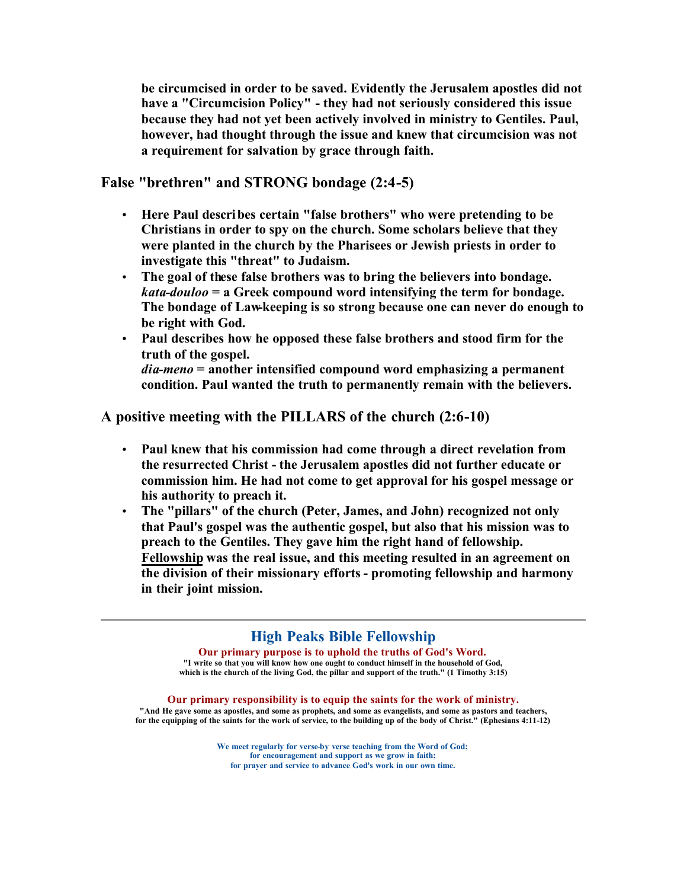be circumcised in order to be saved. Evidently the Jerusalem apostles did not have a "Circumcision Policy" - they had not seriously considered this issue because they had not yet been actively involved in ministry to Gentiles. Paul, however, had thought through the issue and knew that circumcision was not a requirement for salvation by grace through faith.

## False "brethren" and STRONG bondage (2:4-5)

- **Here Paul describes certain "false brothers" who were pretending to be Christians in order to spy on the church. Some scholars believe that they were planted in the church by the Pharisees or Jewish priests in order to investigate this "threat" to Judaism.**
- **The goal of these false brothers was to bring the believers into bondage.** ***kata-douloo*** **= a Greek compound word intensifying the term for bondage. The bondage of Law-keeping is so strong because one can never do enough to be right with God.**
- **Paul describes how he opposed these false brothers and stood firm for the truth of the gospel.**
  ***dia-meno*** **= another intensified compound word emphasizing a permanent condition. Paul wanted the truth to permanently remain with the believers.**

## A positive meeting with the PILLARS of the church (2:6-10)

- **Paul knew that his commission had come through a direct revelation from the resurrected Christ - the Jerusalem apostles did not further educate or commission him. He had not come to get approval for his gospel message or his authority to preach it.**
- **The "pillars" of the church (Peter, James, and John) recognized not only that Paul's gospel was the authentic gospel, but also that his mission was to preach to the Gentiles. They gave him the right hand of fellowship.** <u>**Fellowship**</u> **was the real issue, and this meeting resulted in an agreement on the division of their missionary efforts - promoting fellowship and harmony in their joint mission.**

---

## High Peaks Bible Fellowship

**Our primary purpose is to uphold the truths of God's Word.**
**"I write so that you will know how one ought to conduct himself in the household of God, which is the church of the living God, the pillar and support of the truth." (1 Timothy 3:15)**

**Our primary responsibility is to equip the saints for the work of ministry.**
**"And He gave some as apostles, and some as prophets, and some as evangelists, and some as pastors and teachers, for the equipping of the saints for the work of service, to the building up of the body of Christ." (Ephesians 4:11-12)**

**We meet regularly for verse-by verse teaching from the Word of God;**
**for encouragement and support as we grow in faith;**
**for prayer and service to advance God's work in our own time.**